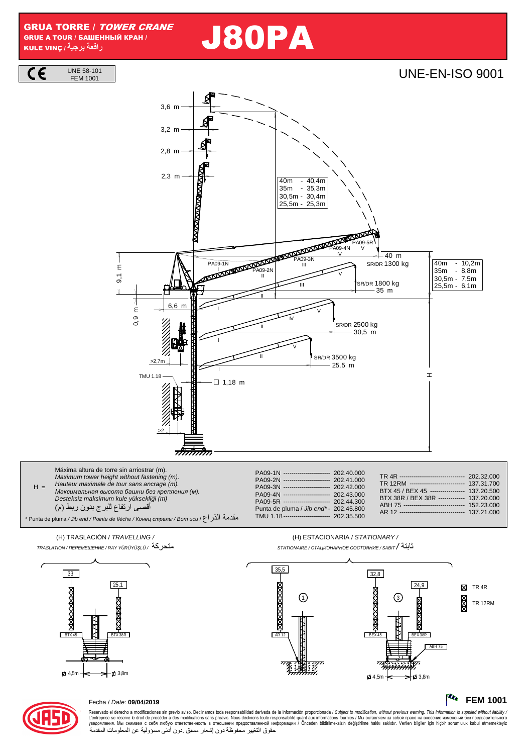# GRUA TORRE / *TOWER CRANE*

GRUE A TOUR / БАШЕННЫЙ КРАН / KULE VINÇ / رافعة برجية

# J80PA

CE — UNE 58-101 / FEM 1001

UNE-EN-ISO 9001

3,6 m
3,2 m
2,8 m
2,3 m

| | |
|---|---|
| 40m | 40,4m |
| 35m | 35,3m |
| 30,5m | 30,4m |
| 25,5m | 25,3m |

PA09-1N, PA09-2N, PA09-3N, PA09-4N, PA09-5R

9,1 m
0,9 m
6,6 m
>2,7m
TMU 1.18
>2

40 m — SR/DR 1300 kg
35 m — SR/DR 1800 kg
30,5 m — SR/DR 2500 kg
25,5 m — SR/DR 3500 kg

□ 1,18 m

| | |
|---|---|
| 40m | 10,2m |
| 35m | 8,8m |
| 30,5m | 7,5m |
| 25,5m | 6,1m |

H

H = Máxima altura de torre sin arriostrar (m).
*Maximum tower height without fastening (m).*
*Hauteur maximale de tour sans ancrage (m).*
*Максимальная высота башни без крепления (м).*
*Desteksiz maksimum kule yüksekliği (m)*
أقصى ارتفاع للبرج بدون ربط (م)

\* Punta de pluma / *Jib end / Pointe de flèche / Конец стрелы / Bom ucu* / مقدمة الذراع

| | |
|---|---|
| PA09-1N | 202.40.000 |
| PA09-2N | 202.41.000 |
| PA09-3N | 202.42.000 |
| PA09-4N | 202.43.000 |
| PA09-5R | 202.44.300 |
| Punta de pluma / *Jib end\** | 202.45.800 |
| TMU 1.18 | 202.35.500 |

| | |
|---|---|
| TR 4R | 202.32.000 |
| TR 12RM | 137.31.700 |
| BTX 45 / BEX 45 | 137.20.500 |
| BTX 38R / BEX 38R | 137.20.000 |
| ABH 75 | 152.23.000 |
| AR 12 | 137.21.000 |

(H) TRASLACIÓN / *TRAVELLING* / *TRASLATION / ПЕРЕМЕЩЕНИЕ / RAY YÜRÜYÜŞLÜ* / متحركة

33 — BTX 45; 25,1 — BTX 38R; ⌀ 4,5m; ⌀ 3,8m

(H) ESTACIONARIA / *STATIONARY* / *STATIONAIRE / СТАЦИОНАРНОЕ СОСТОЯНИЕ / SABIT* / ثابتة

① 35,5 — AR 12
③ 32,8 — BEX 45; 24,9 — BEX 38R; ABH 75; ⌀ 4,5m; ⌀ 3,8m

TR 4R
TR 12RM

Fecha / *Date:* **09/04/2019**

**FEM 1001**

Reservado el derecho a modificaciones sin previo aviso. Declinamos toda responsabilidad derivada de la información proporcionada / *Subject to modification, without previous warning. This information is supplied without liability /* L'entreprise se réserve le droit de procéder à des modifications sans préavis. Nous déclinons toute responsabilité quant aux informations fournies / Мы оставляем за собой право на внесение изменений без предварительного уведомления. Мы снимаем с себя любую ответственность в отношении предоставленной информации / Önceden bildirilmeksizin değiştirilme hakkı saklıdır. Verilen bilgiler için hiçbir sorumluluk kabul etmemekteyiz
حقوق التغيير محفوظة دون إشعار مسبق .دون أدنى مسؤولية عن المعلومات المقدمة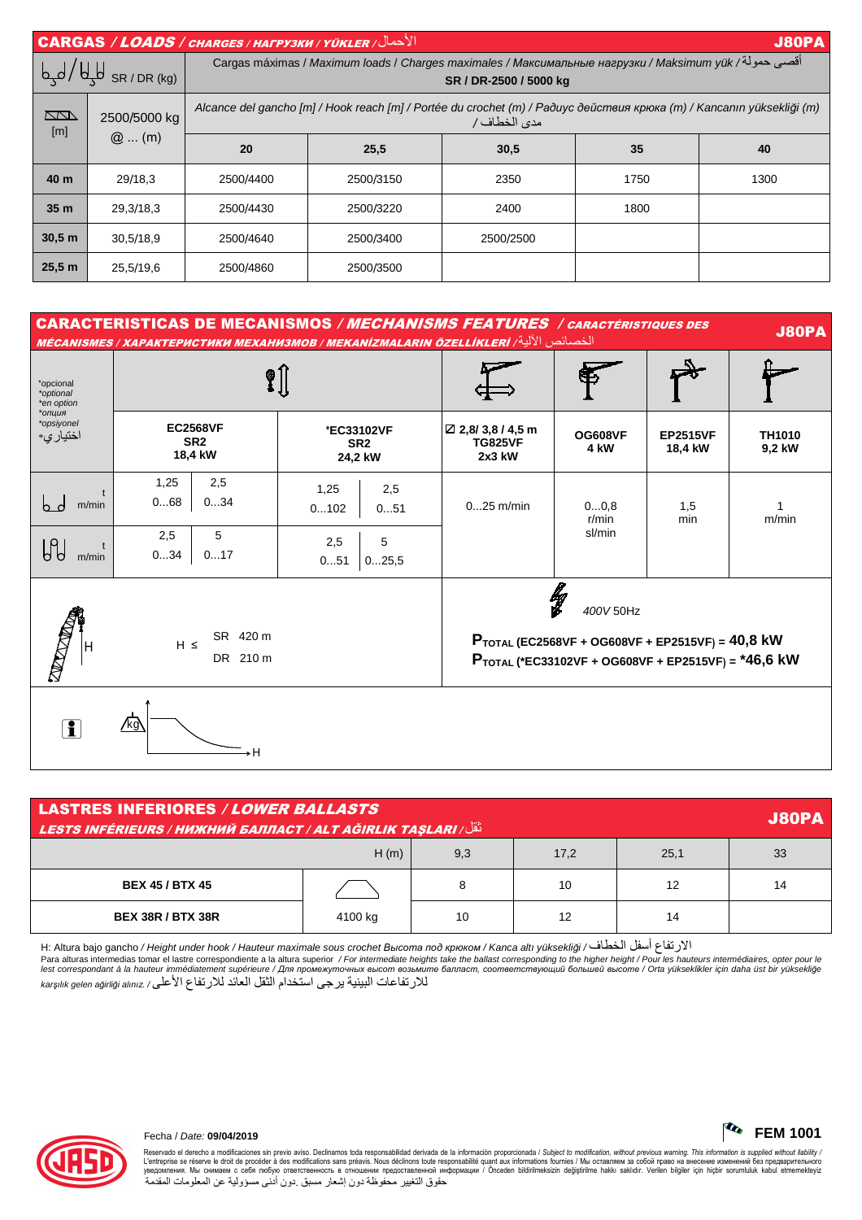## CARGAS / *LOADS* / *CHARGES / НАГРУЗКИ / YÜKLER* / الأحمال — J80PA

| SR / DR (kg) | | Cargas máximas / *Maximum loads* / *Charges maximales* / *Максимальные нагрузки* / *Maksimum yük* / أقصى حمولة SR / DR-2500 / 5000 kg | | | | |
|---|---|---|---|---|---|---|
| [m] | 2500/5000 kg @ ... (m) | Alcance del gancho [m] / *Hook reach [m]* / *Portée du crochet (m)* / *Радиус действия крюка (m)* / *Kancanın yüksekliği (m)* / مدى الخطاف | | | | |
| | | **20** | **25,5** | **30,5** | **35** | **40** |
| **40 m** | 29/18,3 | 2500/4400 | 2500/3150 | 2350 | 1750 | 1300 |
| **35 m** | 29,3/18,3 | 2500/4430 | 2500/3220 | 2400 | 1800 | |
| **30,5 m** | 30,5/18,9 | 2500/4640 | 2500/3400 | 2500/2500 | | |
| **25,5 m** | 25,5/19,6 | 2500/4860 | 2500/3500 | | | |

## CARACTERISTICAS DE MECANISMOS / *MECHANISMS FEATURES* / *CARACTÉRISTIQUES DES MÉCANISMES / ХАРАКТЕРИСТИКИ МЕХАНИЗМОВ / MEKANİZMALARIN ÖZELLİKLERİ* / الخصائص الآلية — J80PA

| *opcional / *optional / *en option / *опция / *opsiyonel / اختياري* | **EC2568VF SR2 18,4 kW** | | ***EC33102VF SR2 24,2 kW** | | **☑ 2,8/ 3,8 / 4,5 m TG825VF 2x3 kW** | **OG608VF 4 kW** | **EP2515VF 18,4 kW** | **TH1010 9,2 kW** |
|---|---|---|---|---|---|---|---|---|
| t m/min (SR) | 1,25 0...68 | 2,5 0...34 | 1,25 0...102 | 2,5 0...51 | 0...25 m/min | 0...0,8 r/min sl/min | 1,5 min | 1 m/min |
| t m/min (DR) | 2,5 0...34 | 5 0...17 | 2,5 0...51 | 5 0...25,5 | | | | |

H ≤ SR 420 m / DR 210 m

400V 50Hz

$P_{TOTAL}$ (EC2568VF + OG608VF + EP2515VF) = **40,8 kW**

$P_{TOTAL}$ (*EC33102VF + OG608VF + EP2515VF) = ***46,6 kW**

## LASTRES INFERIORES / *LOWER BALLASTS* / *LESTS INFÉRIEURS / НИЖНИЙ БАЛЛАСТ / ALT AĞIRLIK TAŞLARI* / ثقل — J80PA

| | | H (m) 9,3 | 17,2 | 25,1 | 33 |
|---|---|---|---|---|---|
| **BEX 45 / BTX 45** | | 8 | 10 | 12 | 14 |
| **BEX 38R / BTX 38R** | 4100 kg | 10 | 12 | 14 | |

H: Altura bajo gancho / *Height under hook* / *Hauteur maximale sous crochet* *Высота под крюком* / *Kanca altı yüksekliği* / الارتفاع أسفل الخطاف

Para alturas intermedias tomar el lastre correspondiente a la altura superior / *For intermediate heights take the ballast corresponding to the higher height* / *Pour les hauteurs intermédiaires, opter pour le lest correspondant à la hauteur immédiatement supérieure* / *Для промежуточных высот возьмите балласт, соответствующий большей высоте* / *Orta yükseklikler için daha üst bir yüksekliğe karşılık gelen ağirliği alınız.* / للارتفاعات البينية يرجى استخدام الثقل العائد للارتفاع الأعلى

Fecha / *Date:* **09/04/2019**

**FEM 1001**

Reservado el derecho a modificaciones sin previo aviso. Declinamos toda responsabilidad derivada de la información proporcionada / *Subject to modification, without previous warning. This information is supplied without liability* / L'entreprise se réserve le droit de procéder à des modifications sans préavis. Nous déclinons toute responsabilité quant aux informations fournies / Мы оставляем за собой право на внесение изменений без предварительного уведомления. Мы снимаем с себя любую ответственность в отношении предоставленной информации / Önceden bildirilmeksizin değiştirilme hakkı saklıdır. Verilen bilgiler için hiçbir sorumluluk kabul etmemekteyiz
حقوق التغيير محفوظة دون إشعار مسبق .دون أدنى مسؤولية عن المعلومات المقدمة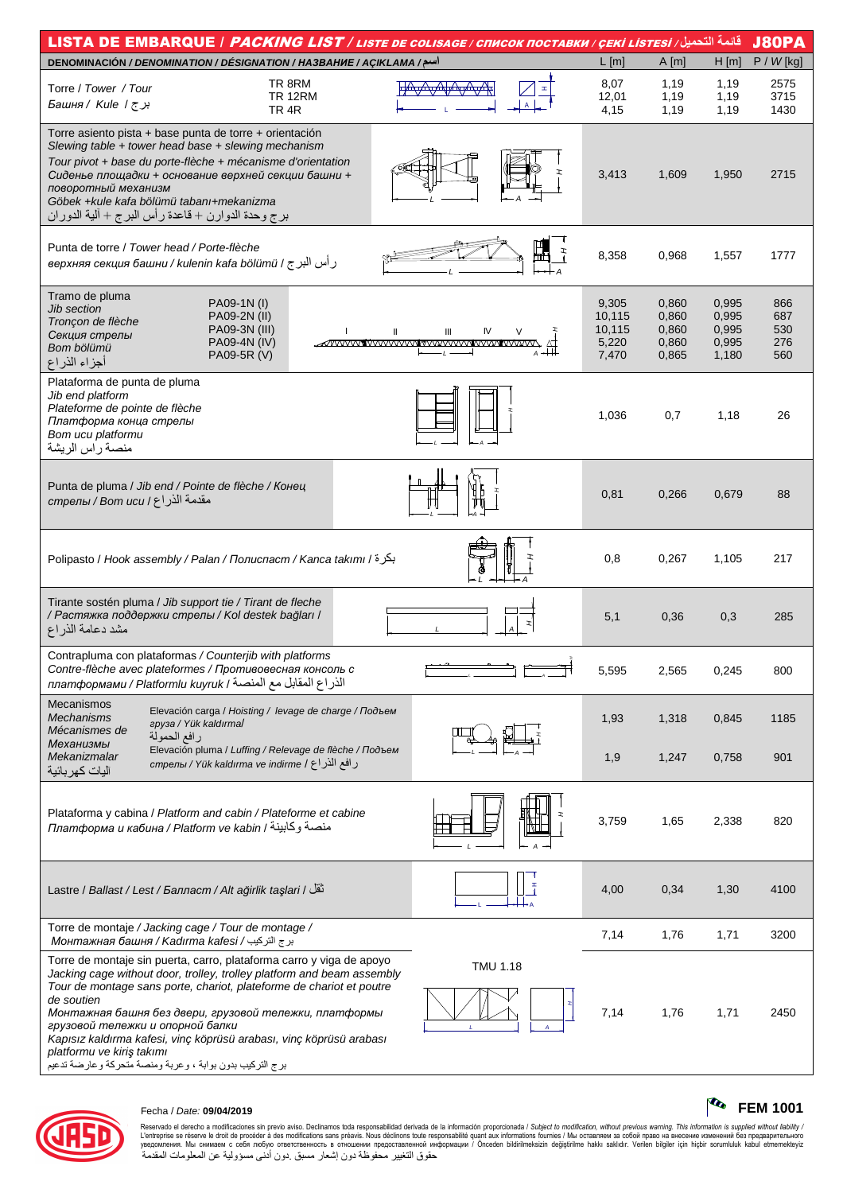# LISTA DE EMBARQUE / *PACKING LIST* / *LISTE DE COLISAGE* / *СПИСОК ПОСТАВКИ* / *ÇEKİ LİSTESİ* / قائمة التحميل **J80PA**

| DENOMINACIÓN / *DENOMINATION / DÉSIGNATION / НАЗВАНИЕ / AÇIKLAMA* / اسم | | L [m] | A [m] | H [m] | P / *W* [kg] |
|---|---|---|---|---|---|
| Torre / *Tower / Tour* / *Башня / Kule* / برج | TR 8RM<br>TR 12RM<br>TR 4R | 8,07<br>12,01<br>4,15 | 1,19<br>1,19<br>1,19 | 1,19<br>1,19<br>1,19 | 2575<br>3715<br>1430 |
| Torre asiento pista + base punta de torre + orientación<br>*Slewing table + tower head base + slewing mechanism*<br>*Tour pivot + base du porte-flèche + mécanisme d'orientation*<br>*Сиденье площадки + основание верхней секции башни + поворотный механизм*<br>*Göbek +kule kafa bölümü tabanı+mekanizma*<br>برج وحدة الدوران + قاعدة رأس البرج + آلية الدوران | | 3,413 | 1,609 | 1,950 | 2715 |
| Punta de torre / *Tower head / Porte-flèche*<br>*верхняя секция башни / kulenin kafa bölümü* / رأس البرج | | 8,358 | 0,968 | 1,557 | 1777 |
| Tramo de pluma<br>*Jib section*<br>*Tronçon de flèche*<br>*Секция стрелы*<br>*Bom bölümü*<br>أجزاء الذراع | PA09-1N (I)<br>PA09-2N (II)<br>PA09-3N (III)<br>PA09-4N (IV)<br>PA09-5R (V) | 9,305<br>10,115<br>10,115<br>5,220<br>7,470 | 0,860<br>0,860<br>0,860<br>0,860<br>0,865 | 0,995<br>0,995<br>0,995<br>0,995<br>1,180 | 866<br>687<br>530<br>276<br>560 |
| Plataforma de punta de pluma<br>*Jib end platform*<br>*Plateforme de pointe de flèche*<br>*Платформа конца стрелы*<br>*Bom ucu platformu*<br>منصة رأس الريشة | | 1,036 | 0,7 | 1,18 | 26 |
| Punta de pluma / *Jib end / Pointe de flèche / Конец стрелы / Bom ucu* / مقدمة الذراع | | 0,81 | 0,266 | 0,679 | 88 |
| Polipasto / *Hook assembly / Palan / Полиспаст / Kanca takımı* / بكرة | | 0,8 | 0,267 | 1,105 | 217 |
| Tirante sostén pluma / *Jib support tie / Tirant de fleche / Растяжка поддержки стрелы / Kol destek bağları* / مشد دعامة الذراع | | 5,1 | 0,36 | 0,3 | 285 |
| Contrapluma con plataformas / *Counterjib with platforms*<br>*Contre-flèche avec plateformes / Противовесная консоль с платформами / Platformlu kuyruk* / الذراع المقابل مع المنصة | | 5,595 | 2,565 | 0,245 | 800 |
| Mecanismos<br>*Mechanisms*<br>*Mécanismes de*<br>*Механизмы*<br>*Mekanizmalar*<br>آليات كهربائية | Elevación carga / *Hoisting / levage de charge / Подъем груза / Yük kaldırmal* / رافع الحمولة | 1,93 | 1,318 | 0,845 | 1185 |
| | Elevación pluma / *Luffing / Relevage de flèche / Подъем стрелы / Yük kaldırma ve indirme* / رافع الذراع | 1,9 | 1,247 | 0,758 | 901 |
| Plataforma y cabina / *Platform and cabin / Plateforme et cabine*<br>*Платформа и кабина / Platform ve kabin* / منصة وكابينة | | 3,759 | 1,65 | 2,338 | 820 |
| Lastre / *Ballast / Lest / Балласт / Alt ağirlik taşlari* / ثقل | | 4,00 | 0,34 | 1,30 | 4100 |
| Torre de montaje / *Jacking cage / Tour de montage / Монтажная башня / Kadırma kafesi* / برج التركيب | | 7,14 | 1,76 | 1,71 | 3200 |
| Torre de montaje sin puerta, carro, plataforma carro y viga de apoyo<br>*Jacking cage without door, trolley, trolley platform and beam assembly*<br>*Tour de montage sans porte, chariot, plateforme de chariot et poutre de soutien*<br>*Монтажная башня без двери, грузовой тележки, платформы грузовой тележки и опорной балки*<br>*Kapısız kaldırma kafesi, vinç köprüsü arabası, vinç köprüsü arabası platformu ve kiriş takımı*<br>برج التركيب بدون بوابة ، وعربة ومنصة متحركة وعارضة تدعيم | TMU 1.18 | 7,14 | 1,76 | 1,71 | 2450 |

Fecha / *Date:* **09/04/2019**

**FEM 1001**

Reservado el derecho a modificaciones sin previo aviso. Declinamos toda responsabilidad derivada de la información proporcionada / *Subject to modification, without previous warning. This information is supplied without liability* / L'entreprise se réserve le droit de procéder à des modifications sans préavis. Nous déclinons toute responsabilité quant aux informations fournies / Мы оставляем за собой право на внесение изменений без предварительного уведомления. Мы снимаем с себя любую ответственность в отношении предоставленной информации / Önceden bildirilmeksizin değiştirilme hakkı saklıdır. Verilen bilgiler için hiçbir sorumluluk kabul etmemekteyiz
حقوق التغيير محفوظة دون إشعار مسبق .دون أدنى مسؤولية عن المعلومات المقدمة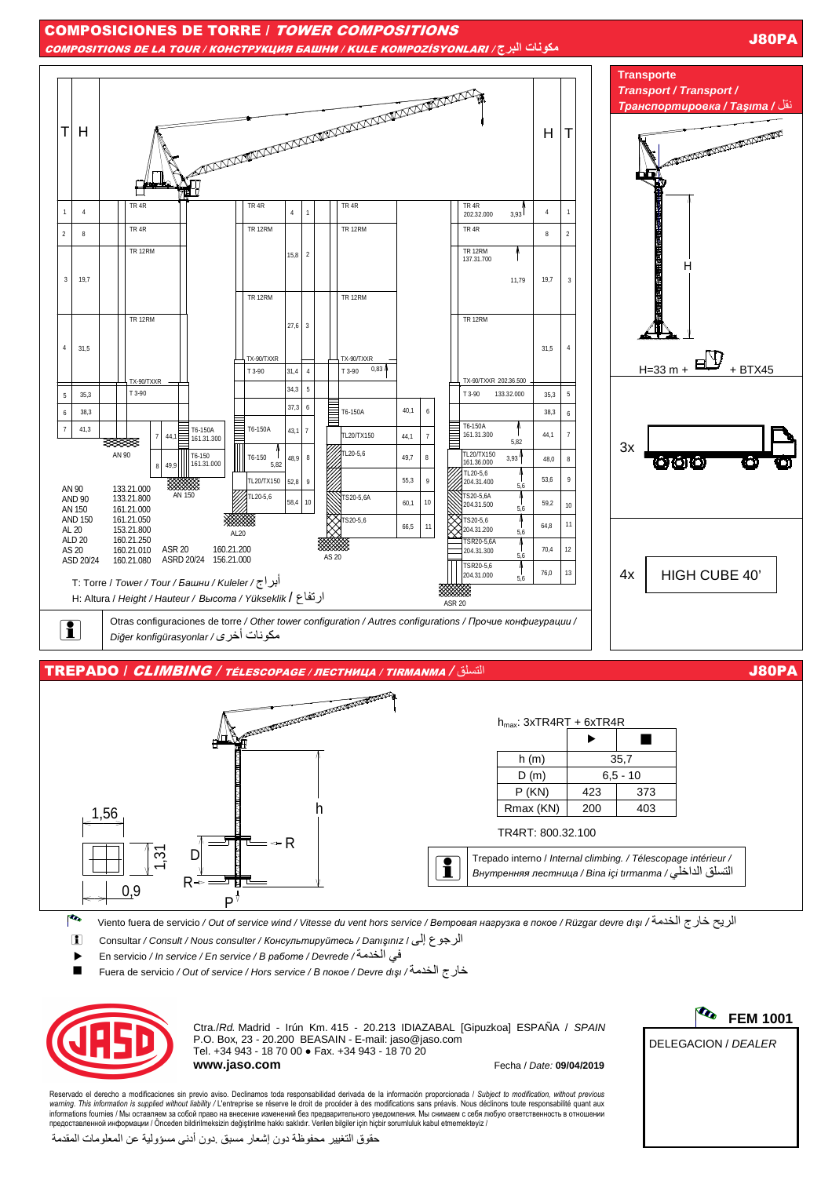# COMPOSICIONES DE TORRE / *TOWER COMPOSITIONS*

*COMPOSITIONS DE LA TOUR / КОНСТРУКЦИЯ БАШНИ / KULE KOMPOZİSYONLARI / مكونات البرج*

J80PA

T H

H T

TR 4R

TR 4R

TR 12RM

TR 12RM

TX-90/TXXR

T 3-90

| T | H |
|---|---|
| 1 | 4 |
| 2 | 8 |
| 3 | 19,7 |
| 4 | 31,5 |
| 5 | 35,3 |
| 6 | 38,3 |
| 7 | 41,3 |

TR 4R 4 1

TR 12RM 15,8 2

TR 12RM 27,6 3

TX-90/TXXR T 3-90 31,4 4

34,3 5

37,3 6

T6-150A 43,1 7

T6-150 5,82 48,9 8

TL20/TX150 52,8 9

TL20-5,6 58,4 10

AL20

T6-150A 161.31.300 7 44,1

T6-150 161.31.000 8 49,9

AN 90

AN 150

TR 4R

TR 12RM

TR 12RM

TX-90/TXXR T 3-90 0,83

T6-150A 40,1 6

TL20/TX150 44,1 7

TL20-5,6 49,7 8

55,3 9

TS20-5,6A 60,1 10

TS20-5,6 66,5 11

AS 20

TR 4R 202.32.000 3,93 4 1

TR 4R 8 2

TR 12RM 137.31.700 11,79 19,7 3

TR 12RM 31,5 4

TX-90/TXXR 202.36.500 T 3-90 133.32.000 35,3 5

38,3 6

T6-150A 161.31.300 5,82 44,1 7

TL20/TX150 161.36.000 3,93 48,0 8

TL20-5,6 204.31.400 5,6 53,6 9

TS20-5,6A 204.31.500 5,6 59,2 10

TS20-5,6 204.31.200 5,6 64,8 11

TSR20-5,6A 204.31.300 5,6 70,4 12

TSR20-5,6 204.31.000 5,6 76,0 13

ASR 20

| | |
|---|---|
| AN 90 | 133.21.000 |
| AND 90 | 133.21.800 |
| AN 150 | 161.21.000 |
| AND 150 | 161.21.050 |
| AL 20 | 153.21.800 |
| ALD 20 | 160.21.250 |
| AS 20 | 160.21.010 |
| ASD 20/24 | 160.21.080 |
| ASR 20 | 160.21.200 |
| ASRD 20/24 | 156.21.000 |

T: Torre / *Tower / Tour / Башни / Kuleler / أبراج*

H: Altura / *Height / Hauteur / Высота / Yükseklik / ارتفاع*

Otras configuraciones de torre / *Other tower configuration / Autres configurations / Прочие конфигурации / Diğer konfigürasyonlar / مكونات أخرى*

## Transporte

*Transport / Transport / Транспортировка / Taşıma / نقل*

H

H=33 m + + BTX45

3x

4x HIGH CUBE 40'

# TREPADO / *CLIMBING / TÉLESCOPAGE / ЛЕСТНИЦА / TIRMANMA / التسلق*

J80PA

1,56

1,31

0,9

D

h

R

P

$h_{max}$: 3xTR4RT + 6xTR4R

| | ▶ | ■ |
|---|---|---|
| h (m) | 35,7 | |
| D (m) | 6,5 - 10 | |
| P (KN) | 423 | 373 |
| Rmax (KN) | 200 | 403 |

TR4RT: 800.32.100

Trepado interno / *Internal climbing. / Télescopage intérieur / Внутренняя лестница / Bina içi tırmanma / التسلق الداخلي*

Viento fuera de servicio / *Out of service wind / Vitesse du vent hors service / Ветровая нагрузка в покое / Rüzgar devre dışı / الريح خارج الخدمة*

Consultar / *Consult / Nous consulter / Консультируйтесь / Danışınız / الرجوع إلى*

▶ En servicio / *In service / En service / В работе / Devrede / في الخدمة*

■ Fuera de servicio / *Out of service / Hors service / В покое / Devre dışı / خارج الخدمة*

Ctra./*Rd.* Madrid - Irún Km. 415 - 20.213 IDIAZABAL [Gipuzkoa] ESPAÑA / *SPAIN*
P.O. Box, 23 - 20.200 BEASAIN - E-mail: jaso@jaso.com
Tel. +34 943 - 18 70 00 ● Fax. +34 943 - 18 70 20
**www.jaso.com**

Fecha / *Date:* **09/04/2019**

**FEM 1001**

DELEGACION / *DEALER*

Reservado el derecho a modificaciones sin previo aviso. Declinamos toda responsabilidad derivada de la información proporcionada / *Subject to modification, without previous warning. This information is supplied without liability* / L'entreprise se réserve le droit de procéder à des modifications sans préavis. Nous déclinons toute responsabilité quant aux informations fournies / Мы оставляем за собой право на внесение изменений без предварительного уведомления. Мы снимаем с себя любую ответственность в отношении предоставленной информации / Önceden bildirilmeksizin değiştirilme hakkı saklıdır. Verilen bilgiler için hiçbir sorumluluk kabul etmemekteyiz /

حقوق التغيير محفوظة دون إشعار مسبق .دون أدنى مسؤولية عن المعلومات المقدمة